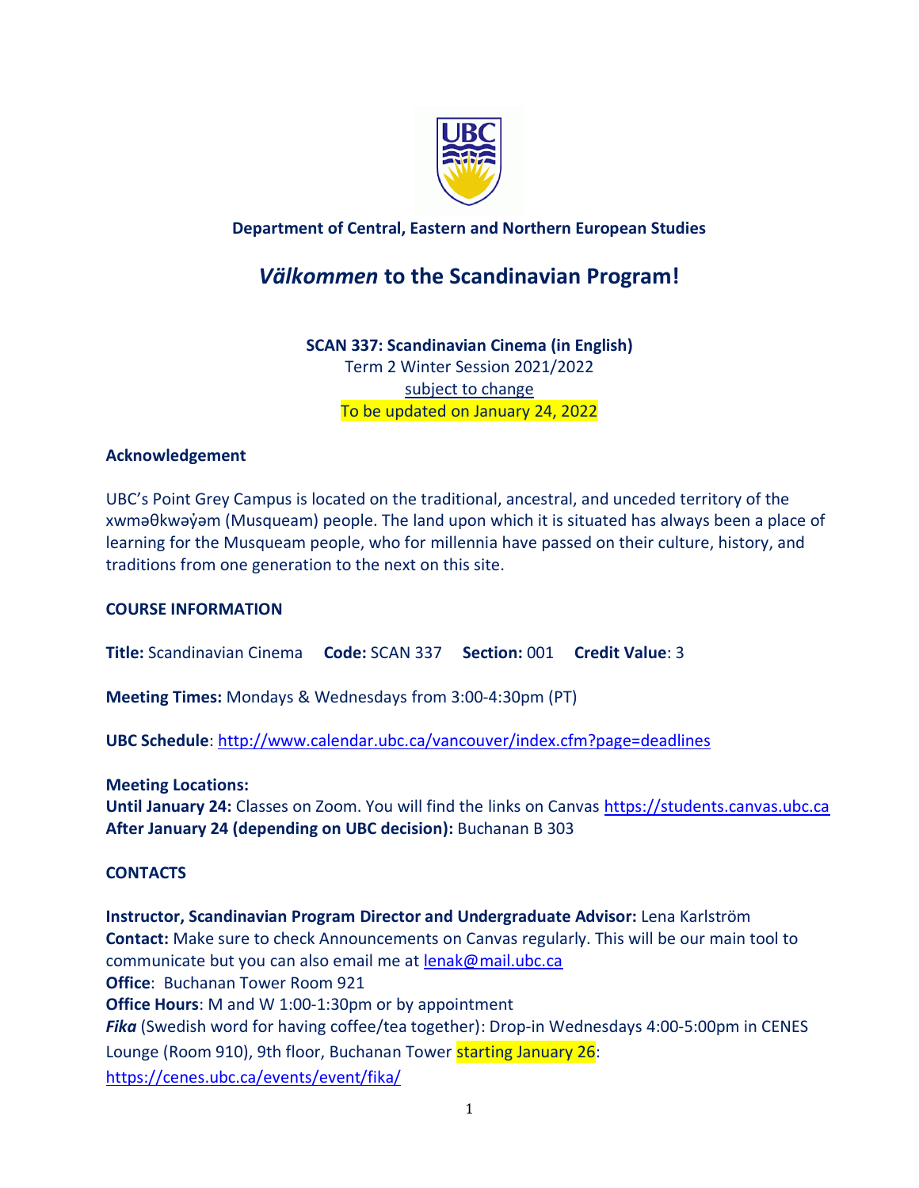**Department of Central, Eastern and Northern European Studies**

# *Välkommen* to the Scandinavian Program!

**SCAN 337: Scandinavian Cinema (in English)**
Term 2 Winter Session 2021/2022
subject to change
To be updated on January 24, 2022

## Acknowledgement

UBC's Point Grey Campus is located on the traditional, ancestral, and unceded territory of the xwməθkwəy̓əm (Musqueam) people. The land upon which it is situated has always been a place of learning for the Musqueam people, who for millennia have passed on their culture, history, and traditions from one generation to the next on this site.

## COURSE INFORMATION

**Title:** Scandinavian Cinema **Code:** SCAN 337 **Section:** 001 **Credit Value**: 3

**Meeting Times:** Mondays & Wednesdays from 3:00-4:30pm (PT)

**UBC Schedule**: http://www.calendar.ubc.ca/vancouver/index.cfm?page=deadlines

**Meeting Locations:**
**Until January 24:** Classes on Zoom. You will find the links on Canvas https://students.canvas.ubc.ca
**After January 24 (depending on UBC decision):** Buchanan B 303

## CONTACTS

**Instructor, Scandinavian Program Director and Undergraduate Advisor:** Lena Karlström
**Contact:** Make sure to check Announcements on Canvas regularly. This will be our main tool to communicate but you can also email me at lenak@mail.ubc.ca
**Office**: Buchanan Tower Room 921
**Office Hours**: M and W 1:00-1:30pm or by appointment
***Fika*** (Swedish word for having coffee/tea together): Drop-in Wednesdays 4:00-5:00pm in CENES Lounge (Room 910), 9th floor, Buchanan Tower starting January 26:
https://cenes.ubc.ca/events/event/fika/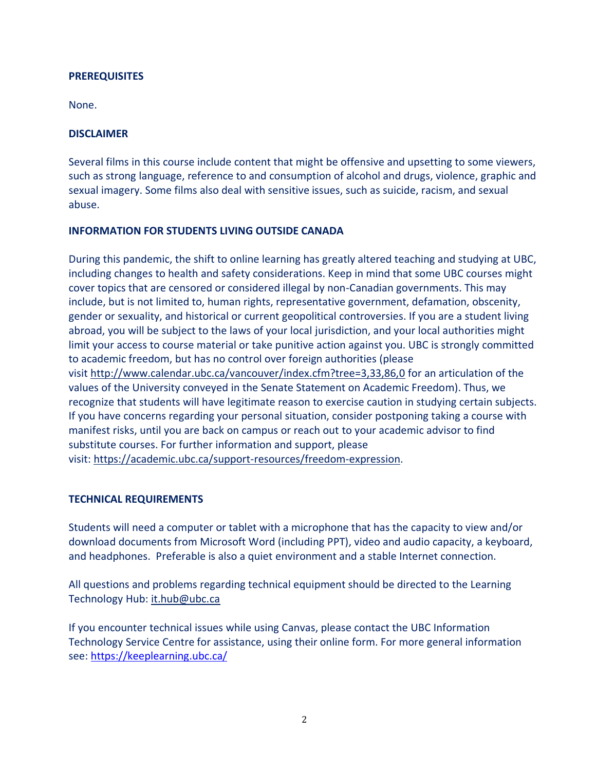**PREREQUISITES**

None.

**DISCLAIMER**

Several films in this course include content that might be offensive and upsetting to some viewers, such as strong language, reference to and consumption of alcohol and drugs, violence, graphic and sexual imagery. Some films also deal with sensitive issues, such as suicide, racism, and sexual abuse.

**INFORMATION FOR STUDENTS LIVING OUTSIDE CANADA**

During this pandemic, the shift to online learning has greatly altered teaching and studying at UBC, including changes to health and safety considerations. Keep in mind that some UBC courses might cover topics that are censored or considered illegal by non-Canadian governments. This may include, but is not limited to, human rights, representative government, defamation, obscenity, gender or sexuality, and historical or current geopolitical controversies. If you are a student living abroad, you will be subject to the laws of your local jurisdiction, and your local authorities might limit your access to course material or take punitive action against you. UBC is strongly committed to academic freedom, but has no control over foreign authorities (please visit http://www.calendar.ubc.ca/vancouver/index.cfm?tree=3,33,86,0 for an articulation of the values of the University conveyed in the Senate Statement on Academic Freedom). Thus, we recognize that students will have legitimate reason to exercise caution in studying certain subjects. If you have concerns regarding your personal situation, consider postponing taking a course with manifest risks, until you are back on campus or reach out to your academic advisor to find substitute courses. For further information and support, please visit: https://academic.ubc.ca/support-resources/freedom-expression.

**TECHNICAL REQUIREMENTS**

Students will need a computer or tablet with a microphone that has the capacity to view and/or download documents from Microsoft Word (including PPT), video and audio capacity, a keyboard, and headphones. Preferable is also a quiet environment and a stable Internet connection.

All questions and problems regarding technical equipment should be directed to the Learning Technology Hub: it.hub@ubc.ca

If you encounter technical issues while using Canvas, please contact the UBC Information Technology Service Centre for assistance, using their online form. For more general information see: https://keeplearning.ubc.ca/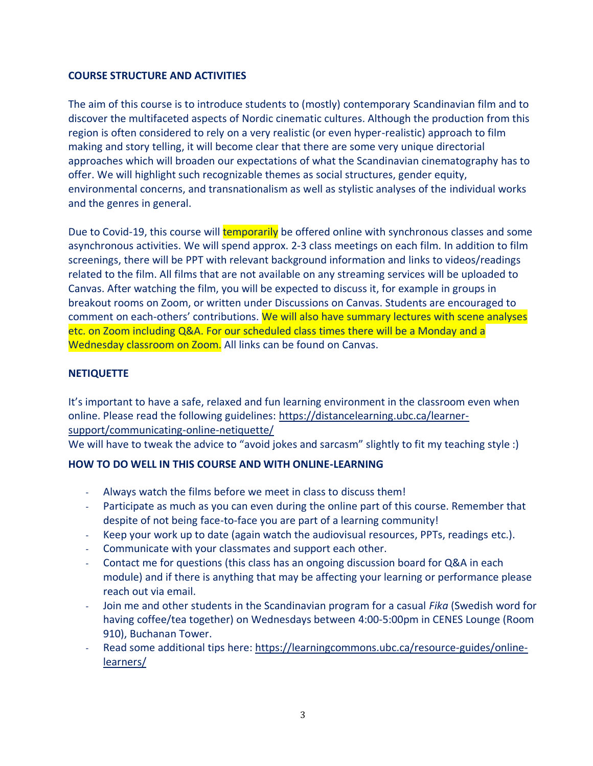**COURSE STRUCTURE AND ACTIVITIES**

The aim of this course is to introduce students to (mostly) contemporary Scandinavian film and to discover the multifaceted aspects of Nordic cinematic cultures. Although the production from this region is often considered to rely on a very realistic (or even hyper-realistic) approach to film making and story telling, it will become clear that there are some very unique directorial approaches which will broaden our expectations of what the Scandinavian cinematography has to offer. We will highlight such recognizable themes as social structures, gender equity, environmental concerns, and transnationalism as well as stylistic analyses of the individual works and the genres in general.

Due to Covid-19, this course will temporarily be offered online with synchronous classes and some asynchronous activities. We will spend approx. 2-3 class meetings on each film. In addition to film screenings, there will be PPT with relevant background information and links to videos/readings related to the film. All films that are not available on any streaming services will be uploaded to Canvas. After watching the film, you will be expected to discuss it, for example in groups in breakout rooms on Zoom, or written under Discussions on Canvas. Students are encouraged to comment on each-others' contributions. We will also have summary lectures with scene analyses etc. on Zoom including Q&A. For our scheduled class times there will be a Monday and a Wednesday classroom on Zoom. All links can be found on Canvas.

**NETIQUETTE**

It's important to have a safe, relaxed and fun learning environment in the classroom even when online. Please read the following guidelines: https://distancelearning.ubc.ca/learner-support/communicating-online-netiquette/
We will have to tweak the advice to "avoid jokes and sarcasm" slightly to fit my teaching style :)

**HOW TO DO WELL IN THIS COURSE AND WITH ONLINE-LEARNING**

- Always watch the films before we meet in class to discuss them!
- Participate as much as you can even during the online part of this course. Remember that despite of not being face-to-face you are part of a learning community!
- Keep your work up to date (again watch the audiovisual resources, PPTs, readings etc.).
- Communicate with your classmates and support each other.
- Contact me for questions (this class has an ongoing discussion board for Q&A in each module) and if there is anything that may be affecting your learning or performance please reach out via email.
- Join me and other students in the Scandinavian program for a casual *Fika* (Swedish word for having coffee/tea together) on Wednesdays between 4:00-5:00pm in CENES Lounge (Room 910), Buchanan Tower.
- Read some additional tips here: https://learningcommons.ubc.ca/resource-guides/online-learners/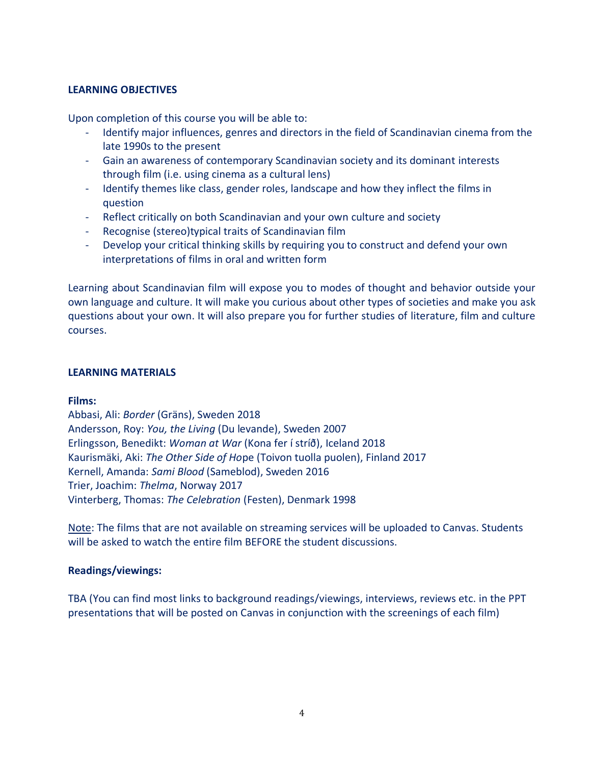## LEARNING OBJECTIVES

Upon completion of this course you will be able to:

- Identify major influences, genres and directors in the field of Scandinavian cinema from the late 1990s to the present
- Gain an awareness of contemporary Scandinavian society and its dominant interests through film (i.e. using cinema as a cultural lens)
- Identify themes like class, gender roles, landscape and how they inflect the films in question
- Reflect critically on both Scandinavian and your own culture and society
- Recognise (stereo)typical traits of Scandinavian film
- Develop your critical thinking skills by requiring you to construct and defend your own interpretations of films in oral and written form

Learning about Scandinavian film will expose you to modes of thought and behavior outside your own language and culture. It will make you curious about other types of societies and make you ask questions about your own. It will also prepare you for further studies of literature, film and culture courses.

## LEARNING MATERIALS

**Films:**

Abbasi, Ali: *Border* (Gräns), Sweden 2018
Andersson, Roy: *You, the Living* (Du levande), Sweden 2007
Erlingsson, Benedikt: *Woman at War* (Kona fer í stríð), Iceland 2018
Kaurismäki, Aki: *The Other Side of Ho*pe (Toivon tuolla puolen), Finland 2017
Kernell, Amanda: *Sami Blood* (Sameblod), Sweden 2016
Trier, Joachim: *Thelma*, Norway 2017
Vinterberg, Thomas: *The Celebration* (Festen), Denmark 1998

Note: The films that are not available on streaming services will be uploaded to Canvas. Students will be asked to watch the entire film BEFORE the student discussions.

**Readings/viewings:**

TBA (You can find most links to background readings/viewings, interviews, reviews etc. in the PPT presentations that will be posted on Canvas in conjunction with the screenings of each film)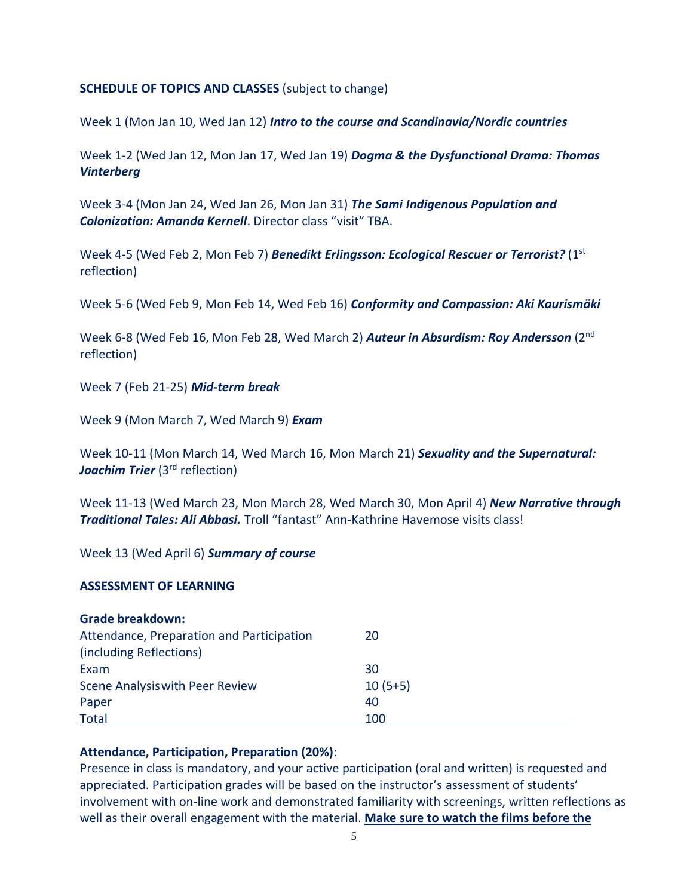**SCHEDULE OF TOPICS AND CLASSES** (subject to change)

Week 1 (Mon Jan 10, Wed Jan 12) ***Intro to the course and Scandinavia/Nordic countries***

Week 1-2 (Wed Jan 12, Mon Jan 17, Wed Jan 19) ***Dogma & the Dysfunctional Drama: Thomas Vinterberg***

Week 3-4 (Mon Jan 24, Wed Jan 26, Mon Jan 31) ***The Sami Indigenous Population and Colonization: Amanda Kernell***. Director class "visit" TBA.

Week 4-5 (Wed Feb 2, Mon Feb 7) ***Benedikt Erlingsson: Ecological Rescuer or Terrorist?*** (1st reflection)

Week 5-6 (Wed Feb 9, Mon Feb 14, Wed Feb 16) ***Conformity and Compassion: Aki Kaurismäki***

Week 6-8 (Wed Feb 16, Mon Feb 28, Wed March 2) ***Auteur in Absurdism: Roy Andersson*** (2nd reflection)

Week 7 (Feb 21-25) ***Mid-term break***

Week 9 (Mon March 7, Wed March 9) ***Exam***

Week 10-11 (Mon March 14, Wed March 16, Mon March 21) ***Sexuality and the Supernatural: Joachim Trier*** (3rd reflection)

Week 11-13 (Wed March 23, Mon March 28, Wed March 30, Mon April 4) ***New Narrative through Traditional Tales: Ali Abbasi.*** Troll "fantast" Ann-Kathrine Havemose visits class!

Week 13 (Wed April 6) ***Summary of course***

**ASSESSMENT OF LEARNING**

| **Grade breakdown:** | |
|---|---|
| Attendance, Preparation and Participation (including Reflections) | 20 |
| Exam | 30 |
| Scene Analysis with Peer Review | 10 (5+5) |
| Paper | 40 |
| Total | 100 |

**Attendance, Participation, Preparation (20%)**:
Presence in class is mandatory, and your active participation (oral and written) is requested and appreciated. Participation grades will be based on the instructor's assessment of students' involvement with on-line work and demonstrated familiarity with screenings, written reflections as well as their overall engagement with the material. **Make sure to watch the films before the**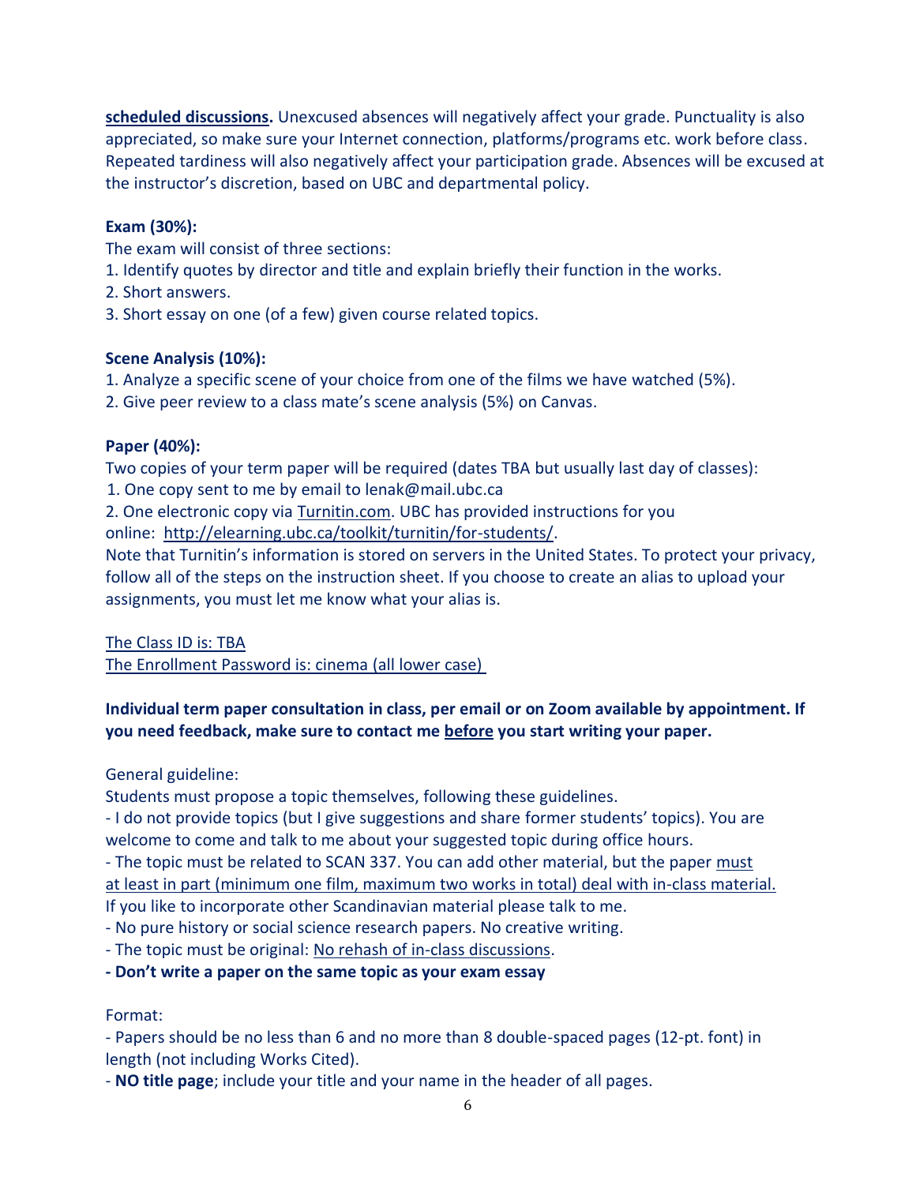**scheduled discussions.** Unexcused absences will negatively affect your grade. Punctuality is also appreciated, so make sure your Internet connection, platforms/programs etc. work before class. Repeated tardiness will also negatively affect your participation grade. Absences will be excused at the instructor's discretion, based on UBC and departmental policy.

**Exam (30%):**

The exam will consist of three sections:

1. Identify quotes by director and title and explain briefly their function in the works.
2. Short answers.
3. Short essay on one (of a few) given course related topics.

**Scene Analysis (10%):**

1. Analyze a specific scene of your choice from one of the films we have watched (5%).
2. Give peer review to a class mate's scene analysis (5%) on Canvas.

**Paper (40%):**

Two copies of your term paper will be required (dates TBA but usually last day of classes):

1. One copy sent to me by email to lenak@mail.ubc.ca
2. One electronic copy via Turnitin.com. UBC has provided instructions for you online: http://elearning.ubc.ca/toolkit/turnitin/for-students/.

Note that Turnitin's information is stored on servers in the United States. To protect your privacy, follow all of the steps on the instruction sheet. If you choose to create an alias to upload your assignments, you must let me know what your alias is.

The Class ID is: TBA

The Enrollment Password is: cinema (all lower case)

**Individual term paper consultation in class, per email or on Zoom available by appointment. If you need feedback, make sure to contact me before you start writing your paper.**

General guideline:

Students must propose a topic themselves, following these guidelines.

- I do not provide topics (but I give suggestions and share former students' topics). You are welcome to come and talk to me about your suggested topic during office hours.
- The topic must be related to SCAN 337. You can add other material, but the paper must at least in part (minimum one film, maximum two works in total) deal with in-class material. If you like to incorporate other Scandinavian material please talk to me.
- No pure history or social science research papers. No creative writing.
- The topic must be original: No rehash of in-class discussions.
- **Don't write a paper on the same topic as your exam essay**

Format:

- Papers should be no less than 6 and no more than 8 double-spaced pages (12-pt. font) in length (not including Works Cited).
- **NO title page**; include your title and your name in the header of all pages.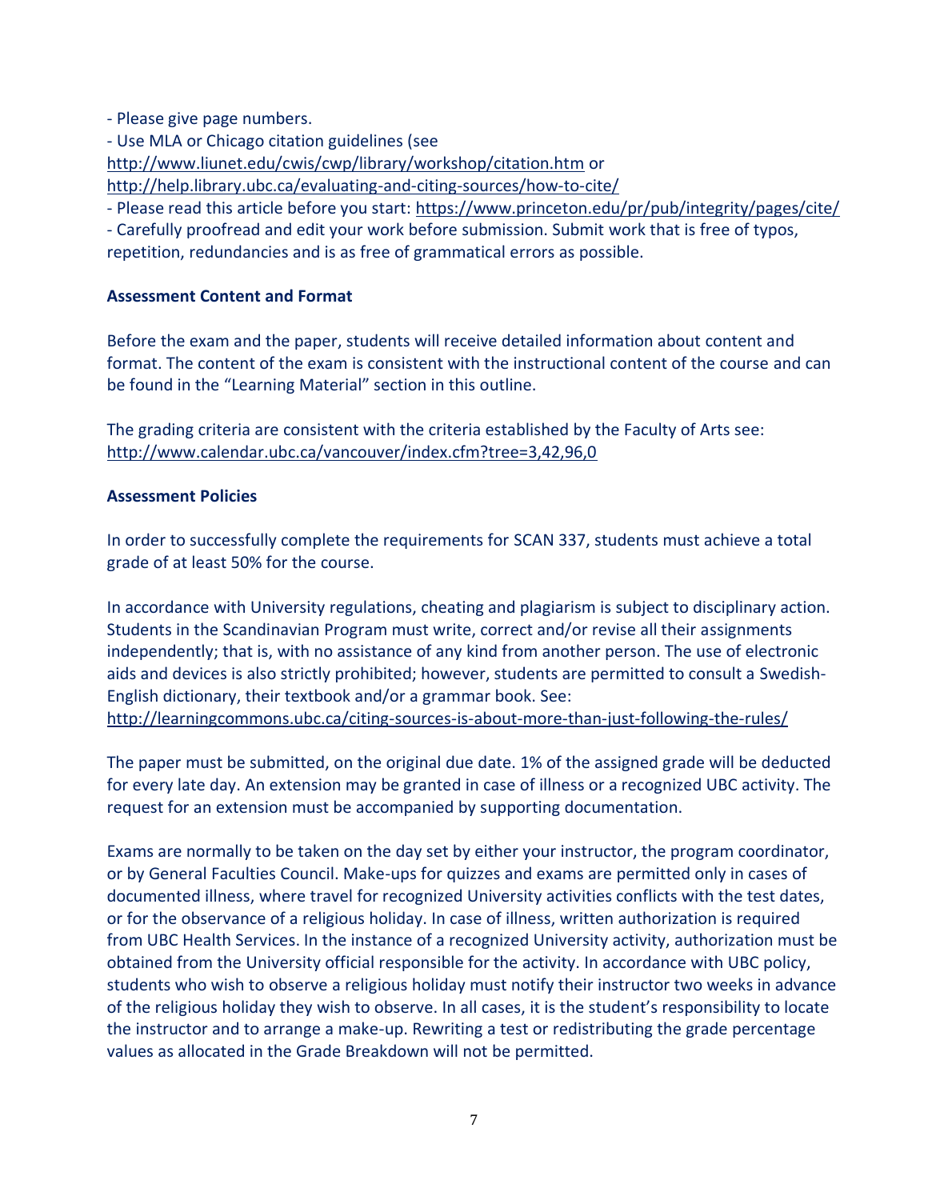- Please give page numbers.
- Use MLA or Chicago citation guidelines (see http://www.liunet.edu/cwis/cwp/library/workshop/citation.htm or http://help.library.ubc.ca/evaluating-and-citing-sources/how-to-cite/
- Please read this article before you start: https://www.princeton.edu/pr/pub/integrity/pages/cite/
- Carefully proofread and edit your work before submission. Submit work that is free of typos, repetition, redundancies and is as free of grammatical errors as possible.

**Assessment Content and Format**

Before the exam and the paper, students will receive detailed information about content and format. The content of the exam is consistent with the instructional content of the course and can be found in the "Learning Material" section in this outline.

The grading criteria are consistent with the criteria established by the Faculty of Arts see: http://www.calendar.ubc.ca/vancouver/index.cfm?tree=3,42,96,0

**Assessment Policies**

In order to successfully complete the requirements for SCAN 337, students must achieve a total grade of at least 50% for the course.

In accordance with University regulations, cheating and plagiarism is subject to disciplinary action. Students in the Scandinavian Program must write, correct and/or revise all their assignments independently; that is, with no assistance of any kind from another person. The use of electronic aids and devices is also strictly prohibited; however, students are permitted to consult a Swedish-English dictionary, their textbook and/or a grammar book. See: http://learningcommons.ubc.ca/citing-sources-is-about-more-than-just-following-the-rules/

The paper must be submitted, on the original due date. 1% of the assigned grade will be deducted for every late day. An extension may be granted in case of illness or a recognized UBC activity. The request for an extension must be accompanied by supporting documentation.

Exams are normally to be taken on the day set by either your instructor, the program coordinator, or by General Faculties Council. Make-ups for quizzes and exams are permitted only in cases of documented illness, where travel for recognized University activities conflicts with the test dates, or for the observance of a religious holiday. In case of illness, written authorization is required from UBC Health Services. In the instance of a recognized University activity, authorization must be obtained from the University official responsible for the activity. In accordance with UBC policy, students who wish to observe a religious holiday must notify their instructor two weeks in advance of the religious holiday they wish to observe. In all cases, it is the student's responsibility to locate the instructor and to arrange a make-up. Rewriting a test or redistributing the grade percentage values as allocated in the Grade Breakdown will not be permitted.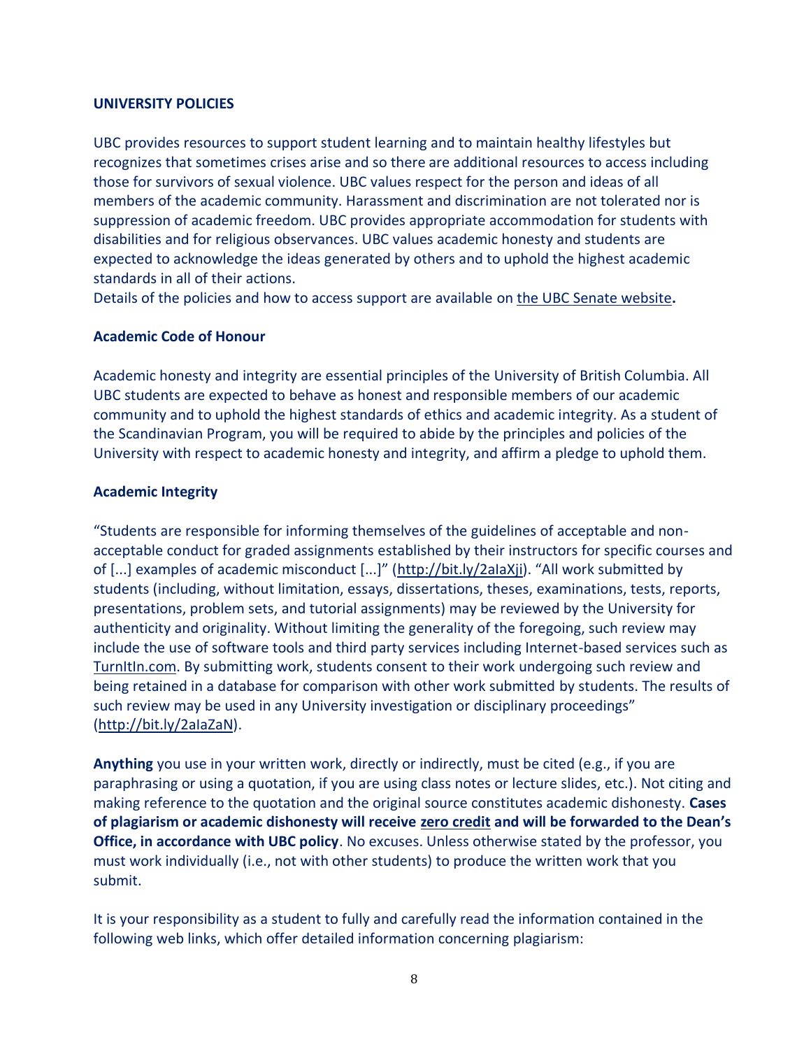## UNIVERSITY POLICIES

UBC provides resources to support student learning and to maintain healthy lifestyles but recognizes that sometimes crises arise and so there are additional resources to access including those for survivors of sexual violence. UBC values respect for the person and ideas of all members of the academic community. Harassment and discrimination are not tolerated nor is suppression of academic freedom. UBC provides appropriate accommodation for students with disabilities and for religious observances. UBC values academic honesty and students are expected to acknowledge the ideas generated by others and to uphold the highest academic standards in all of their actions.
Details of the policies and how to access support are available on the UBC Senate website**.**

### Academic Code of Honour

Academic honesty and integrity are essential principles of the University of British Columbia. All UBC students are expected to behave as honest and responsible members of our academic community and to uphold the highest standards of ethics and academic integrity. As a student of the Scandinavian Program, you will be required to abide by the principles and policies of the University with respect to academic honesty and integrity, and affirm a pledge to uphold them.

### Academic Integrity

"Students are responsible for informing themselves of the guidelines of acceptable and non-acceptable conduct for graded assignments established by their instructors for specific courses and of [...] examples of academic misconduct [...]" (http://bit.ly/2aIaXji). "All work submitted by students (including, without limitation, essays, dissertations, theses, examinations, tests, reports, presentations, problem sets, and tutorial assignments) may be reviewed by the University for authenticity and originality. Without limiting the generality of the foregoing, such review may include the use of software tools and third party services including Internet-based services such as TurnItIn.com. By submitting work, students consent to their work undergoing such review and being retained in a database for comparison with other work submitted by students. The results of such review may be used in any University investigation or disciplinary proceedings" (http://bit.ly/2aIaZaN).

**Anything** you use in your written work, directly or indirectly, must be cited (e.g., if you are paraphrasing or using a quotation, if you are using class notes or lecture slides, etc.). Not citing and making reference to the quotation and the original source constitutes academic dishonesty. **Cases of plagiarism or academic dishonesty will receive zero credit and will be forwarded to the Dean's Office, in accordance with UBC policy**. No excuses. Unless otherwise stated by the professor, you must work individually (i.e., not with other students) to produce the written work that you submit.

It is your responsibility as a student to fully and carefully read the information contained in the following web links, which offer detailed information concerning plagiarism: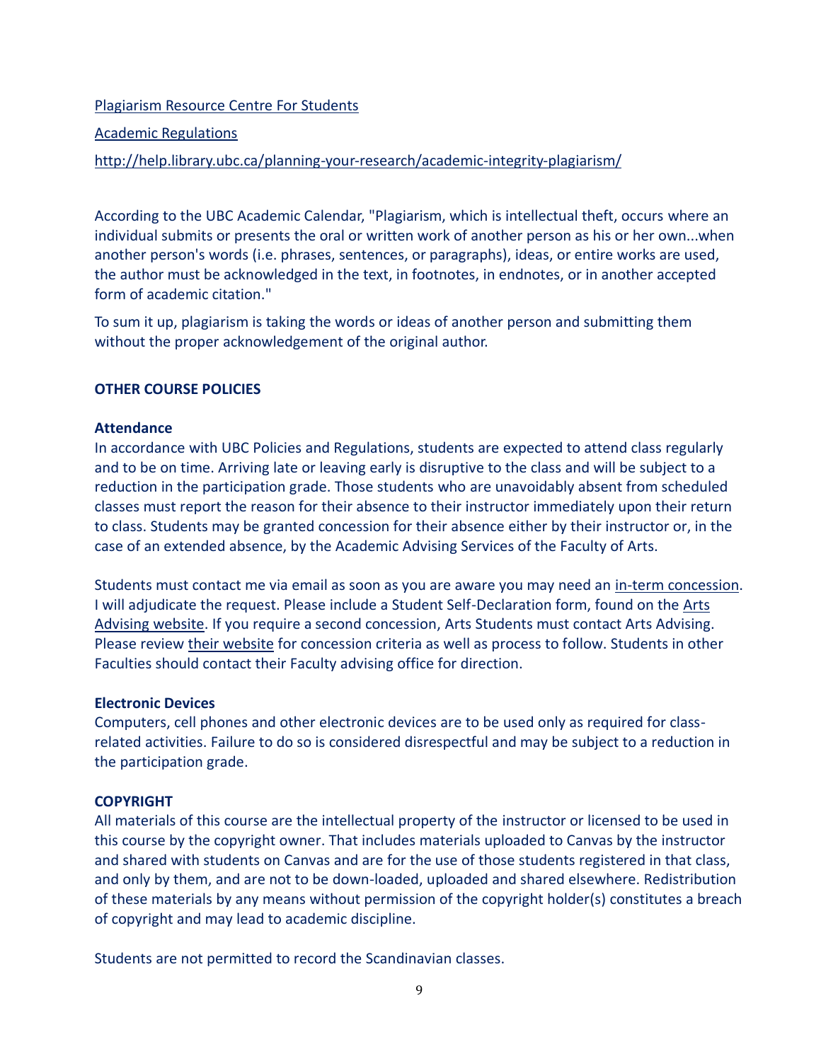Plagiarism Resource Centre For Students

Academic Regulations

http://help.library.ubc.ca/planning-your-research/academic-integrity-plagiarism/

According to the UBC Academic Calendar, "Plagiarism, which is intellectual theft, occurs where an individual submits or presents the oral or written work of another person as his or her own...when another person's words (i.e. phrases, sentences, or paragraphs), ideas, or entire works are used, the author must be acknowledged in the text, in footnotes, in endnotes, or in another accepted form of academic citation."

To sum it up, plagiarism is taking the words or ideas of another person and submitting them without the proper acknowledgement of the original author.

## OTHER COURSE POLICIES

### Attendance

In accordance with UBC Policies and Regulations, students are expected to attend class regularly and to be on time. Arriving late or leaving early is disruptive to the class and will be subject to a reduction in the participation grade. Those students who are unavoidably absent from scheduled classes must report the reason for their absence to their instructor immediately upon their return to class. Students may be granted concession for their absence either by their instructor or, in the case of an extended absence, by the Academic Advising Services of the Faculty of Arts.

Students must contact me via email as soon as you are aware you may need an in-term concession. I will adjudicate the request. Please include a Student Self-Declaration form, found on the Arts Advising website. If you require a second concession, Arts Students must contact Arts Advising. Please review their website for concession criteria as well as process to follow. Students in other Faculties should contact their Faculty advising office for direction.

### Electronic Devices

Computers, cell phones and other electronic devices are to be used only as required for class-related activities. Failure to do so is considered disrespectful and may be subject to a reduction in the participation grade.

## COPYRIGHT

All materials of this course are the intellectual property of the instructor or licensed to be used in this course by the copyright owner. That includes materials uploaded to Canvas by the instructor and shared with students on Canvas and are for the use of those students registered in that class, and only by them, and are not to be down-loaded, uploaded and shared elsewhere. Redistribution of these materials by any means without permission of the copyright holder(s) constitutes a breach of copyright and may lead to academic discipline.

Students are not permitted to record the Scandinavian classes.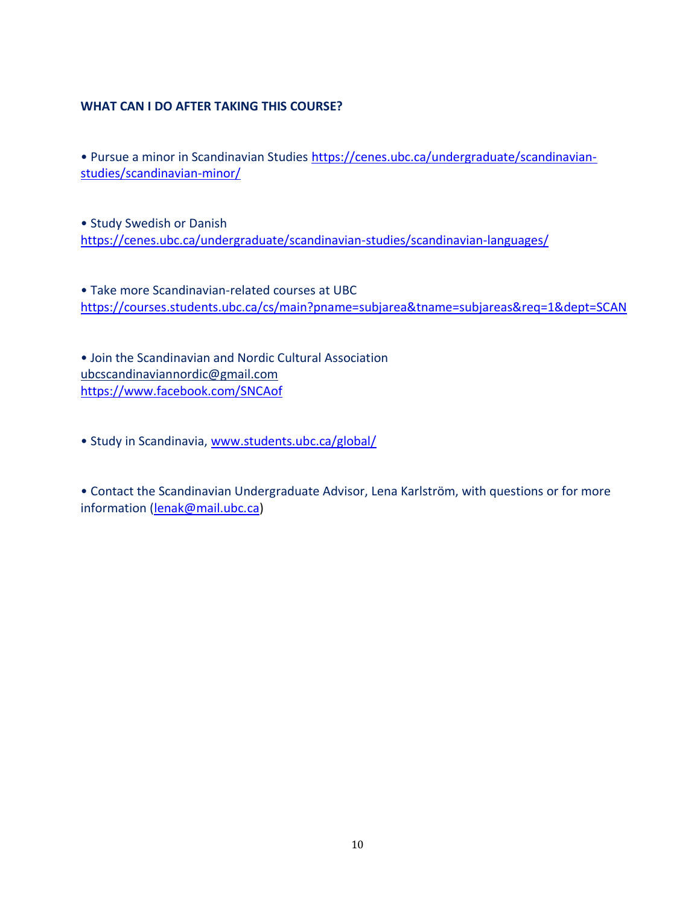### WHAT CAN I DO AFTER TAKING THIS COURSE?

- Pursue a minor in Scandinavian Studies https://cenes.ubc.ca/undergraduate/scandinavian-studies/scandinavian-minor/

- Study Swedish or Danish
https://cenes.ubc.ca/undergraduate/scandinavian-studies/scandinavian-languages/

- Take more Scandinavian-related courses at UBC
https://courses.students.ubc.ca/cs/main?pname=subjarea&tname=subjareas&req=1&dept=SCAN

- Join the Scandinavian and Nordic Cultural Association
ubcscandinaviannordic@gmail.com
https://www.facebook.com/SNCAof

- Study in Scandinavia, www.students.ubc.ca/global/

- Contact the Scandinavian Undergraduate Advisor, Lena Karlström, with questions or for more information (lenak@mail.ubc.ca)